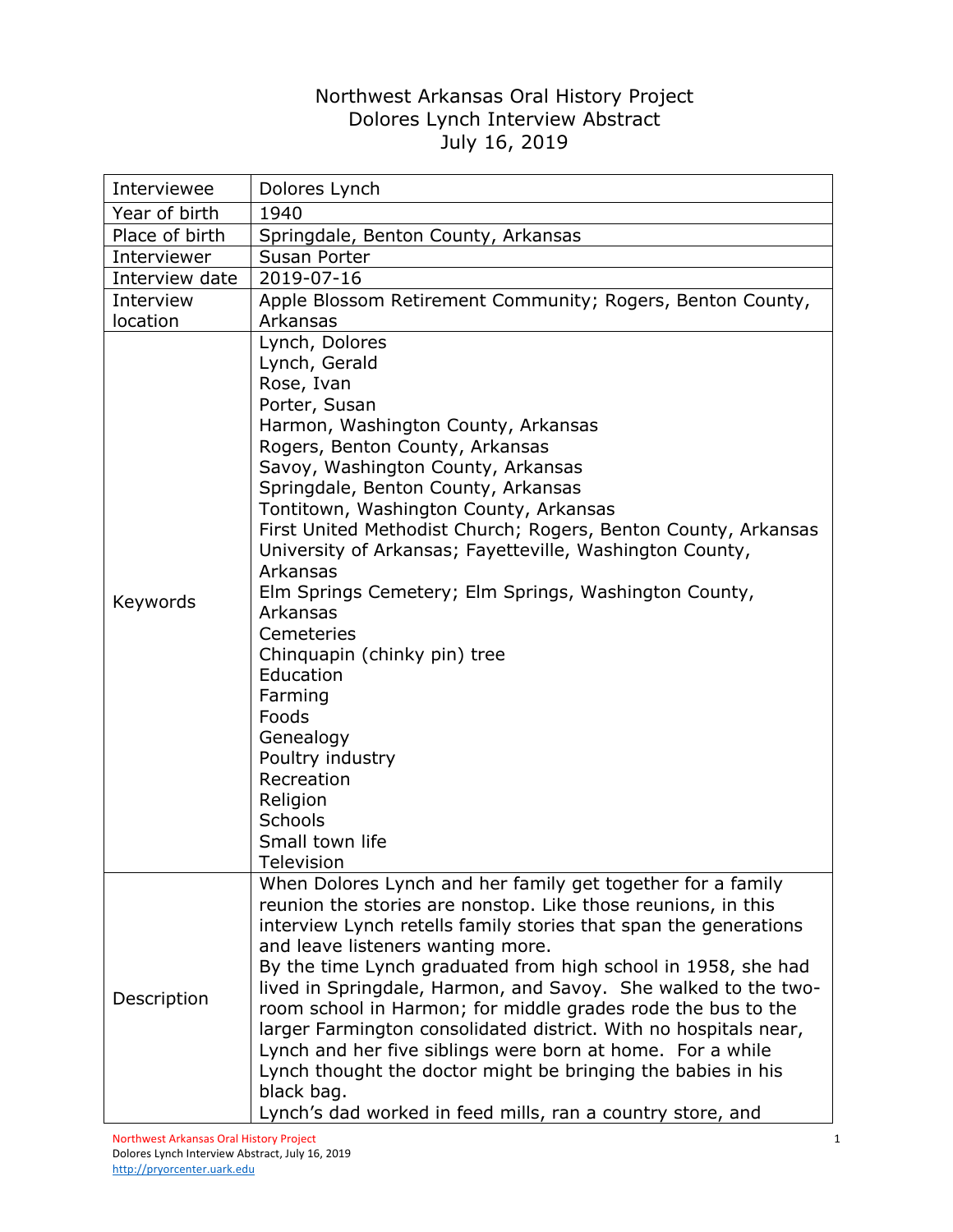# Northwest Arkansas Oral History Project
## Dolores Lynch Interview Abstract
### July 16, 2019

| | |
|---|---|
| Interviewee | Dolores Lynch |
| Year of birth | 1940 |
| Place of birth | Springdale, Benton County, Arkansas |
| Interviewer | Susan Porter |
| Interview date | 2019-07-16 |
| Interview location | Apple Blossom Retirement Community; Rogers, Benton County, Arkansas |
| Keywords | Lynch, Dolores<br>Lynch, Gerald<br>Rose, Ivan<br>Porter, Susan<br>Harmon, Washington County, Arkansas<br>Rogers, Benton County, Arkansas<br>Savoy, Washington County, Arkansas<br>Springdale, Benton County, Arkansas<br>Tontitown, Washington County, Arkansas<br>First United Methodist Church; Rogers, Benton County, Arkansas<br>University of Arkansas; Fayetteville, Washington County, Arkansas<br>Elm Springs Cemetery; Elm Springs, Washington County, Arkansas<br>Cemeteries<br>Chinquapin (chinky pin) tree<br>Education<br>Farming<br>Foods<br>Genealogy<br>Poultry industry<br>Recreation<br>Religion<br>Schools<br>Small town life<br>Television |
| Description | When Dolores Lynch and her family get together for a family reunion the stories are nonstop. Like those reunions, in this interview Lynch retells family stories that span the generations and leave listeners wanting more.<br>By the time Lynch graduated from high school in 1958, she had lived in Springdale, Harmon, and Savoy. She walked to the two-room school in Harmon; for middle grades rode the bus to the larger Farmington consolidated district. With no hospitals near, Lynch and her five siblings were born at home. For a while Lynch thought the doctor might be bringing the babies in his black bag.<br>Lynch's dad worked in feed mills, ran a country store, and |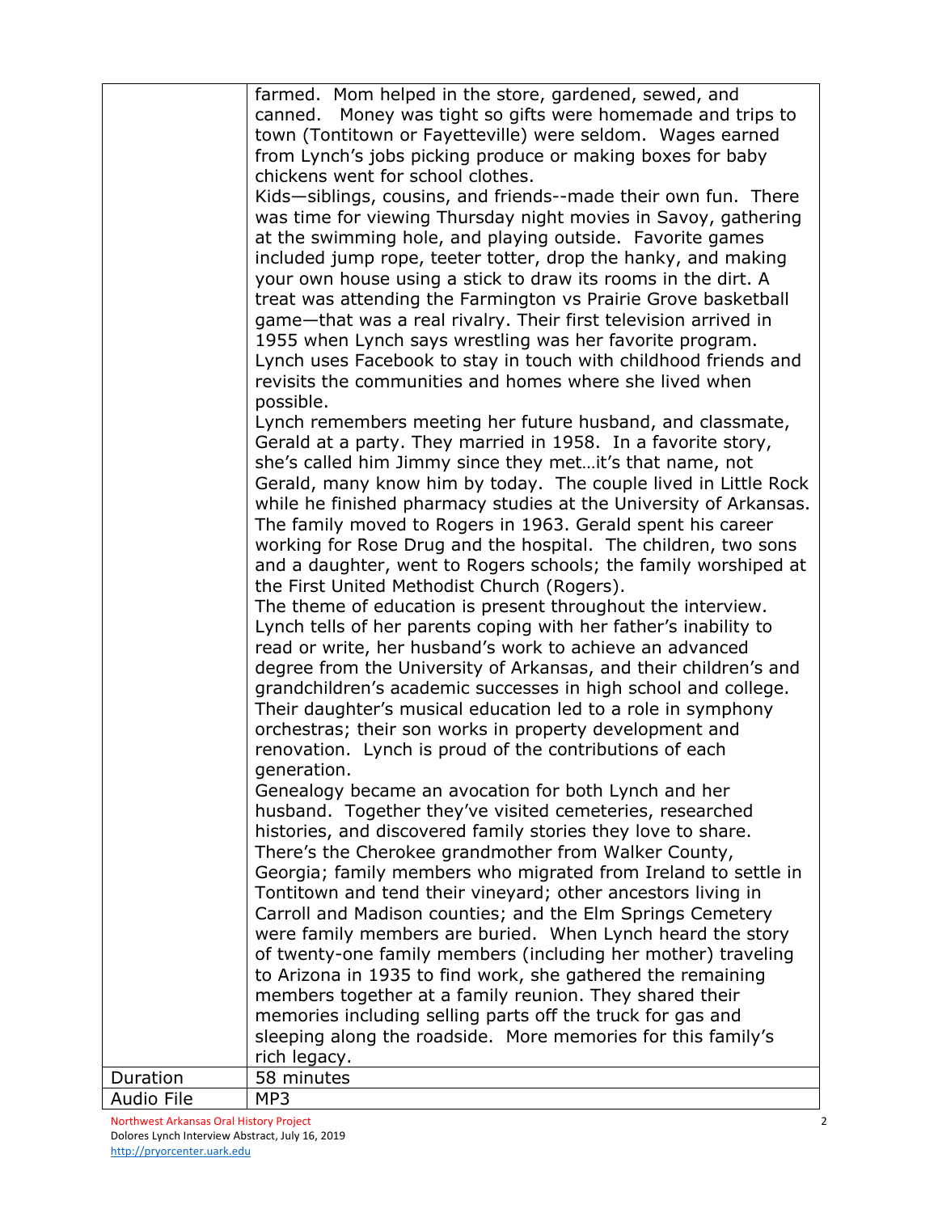| | |
|---|---|
| | farmed. Mom helped in the store, gardened, sewed, and canned. Money was tight so gifts were homemade and trips to town (Tontitown or Fayetteville) were seldom. Wages earned from Lynch's jobs picking produce or making boxes for baby chickens went for school clothes.<br>Kids—siblings, cousins, and friends--made their own fun. There was time for viewing Thursday night movies in Savoy, gathering at the swimming hole, and playing outside. Favorite games included jump rope, teeter totter, drop the hanky, and making your own house using a stick to draw its rooms in the dirt. A treat was attending the Farmington vs Prairie Grove basketball game—that was a real rivalry. Their first television arrived in 1955 when Lynch says wrestling was her favorite program. Lynch uses Facebook to stay in touch with childhood friends and revisits the communities and homes where she lived when possible.<br>Lynch remembers meeting her future husband, and classmate, Gerald at a party. They married in 1958. In a favorite story, she's called him Jimmy since they met…it's that name, not Gerald, many know him by today. The couple lived in Little Rock while he finished pharmacy studies at the University of Arkansas. The family moved to Rogers in 1963. Gerald spent his career working for Rose Drug and the hospital. The children, two sons and a daughter, went to Rogers schools; the family worshiped at the First United Methodist Church (Rogers).<br>The theme of education is present throughout the interview. Lynch tells of her parents coping with her father's inability to read or write, her husband's work to achieve an advanced degree from the University of Arkansas, and their children's and grandchildren's academic successes in high school and college. Their daughter's musical education led to a role in symphony orchestras; their son works in property development and renovation. Lynch is proud of the contributions of each generation.<br>Genealogy became an avocation for both Lynch and her husband. Together they've visited cemeteries, researched histories, and discovered family stories they love to share. There's the Cherokee grandmother from Walker County, Georgia; family members who migrated from Ireland to settle in Tontitown and tend their vineyard; other ancestors living in Carroll and Madison counties; and the Elm Springs Cemetery were family members are buried. When Lynch heard the story of twenty-one family members (including her mother) traveling to Arizona in 1935 to find work, she gathered the remaining members together at a family reunion. They shared their memories including selling parts off the truck for gas and sleeping along the roadside. More memories for this family's rich legacy. |
| Duration | 58 minutes |
| Audio File | MP3 |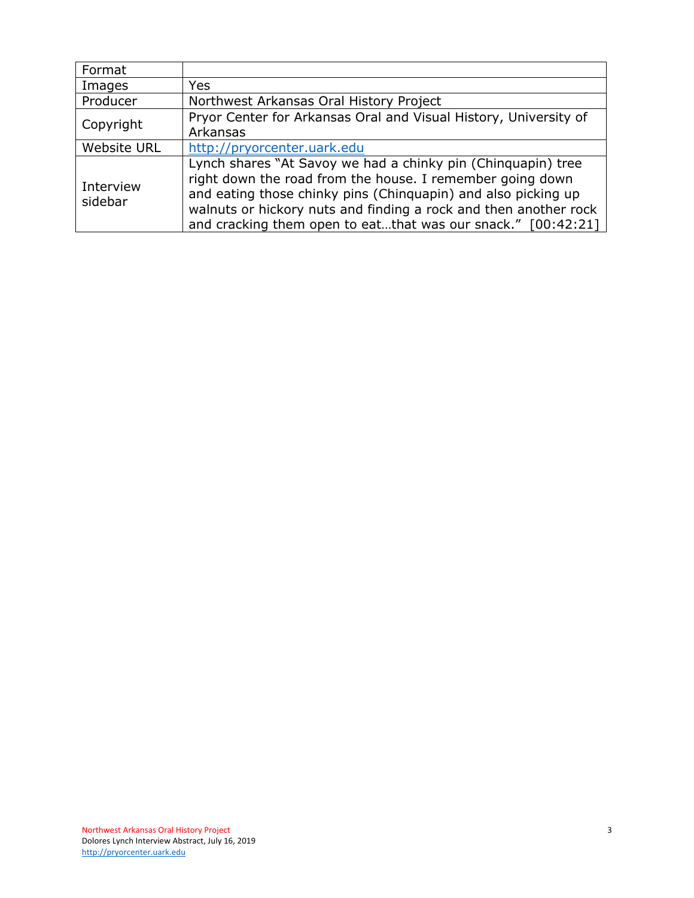| | |
|---|---|
| Format | |
| Images | Yes |
| Producer | Northwest Arkansas Oral History Project |
| Copyright | Pryor Center for Arkansas Oral and Visual History, University of Arkansas |
| Website URL | http://pryorcenter.uark.edu |
| Interview sidebar | Lynch shares "At Savoy we had a chinky pin (Chinquapin) tree right down the road from the house. I remember going down and eating those chinky pins (Chinquapin) and also picking up walnuts or hickory nuts and finding a rock and then another rock and cracking them open to eat…that was our snack." [00:42:21] |